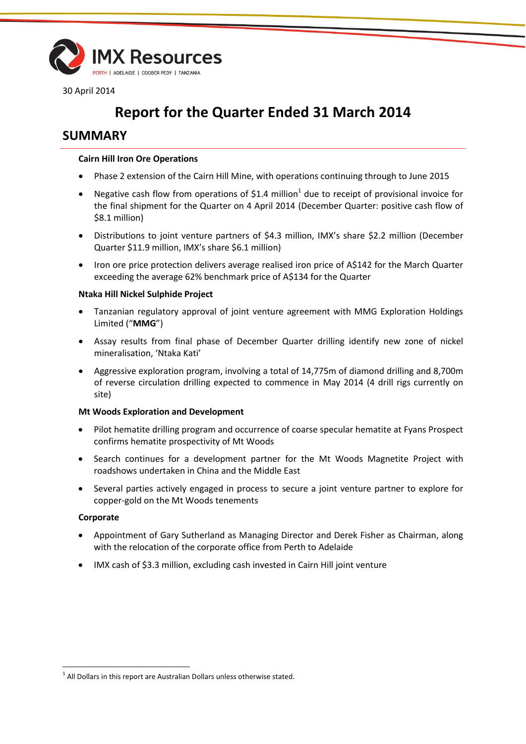IMX Resources

PERTH | ADELAIDE | COOBER PEDY | TANZANIA

30 April 2014

# Report for the Quarter Ended 31 March 2014

## SUMMARY

**Cairn Hill Iron Ore Operations**

- Phase 2 extension of the Cairn Hill Mine, with operations continuing through to June 2015
- Negative cash flow from operations of $1.4 million[1] due to receipt of provisional invoice for the final shipment for the Quarter on 4 April 2014 (December Quarter: positive cash flow of $8.1 million)
- Distributions to joint venture partners of $4.3 million, IMX's share $2.2 million (December Quarter $11.9 million, IMX's share $6.1 million)
- Iron ore price protection delivers average realised iron price of A$142 for the March Quarter exceeding the average 62% benchmark price of A$134 for the Quarter

**Ntaka Hill Nickel Sulphide Project**

- Tanzanian regulatory approval of joint venture agreement with MMG Exploration Holdings Limited ("**MMG**")
- Assay results from final phase of December Quarter drilling identify new zone of nickel mineralisation, 'Ntaka Kati'
- Aggressive exploration program, involving a total of 14,775m of diamond drilling and 8,700m of reverse circulation drilling expected to commence in May 2014 (4 drill rigs currently on site)

**Mt Woods Exploration and Development**

- Pilot hematite drilling program and occurrence of coarse specular hematite at Fyans Prospect confirms hematite prospectivity of Mt Woods
- Search continues for a development partner for the Mt Woods Magnetite Project with roadshows undertaken in China and the Middle East
- Several parties actively engaged in process to secure a joint venture partner to explore for copper-gold on the Mt Woods tenements

**Corporate**

- Appointment of Gary Sutherland as Managing Director and Derek Fisher as Chairman, along with the relocation of the corporate office from Perth to Adelaide
- IMX cash of $3.3 million, excluding cash invested in Cairn Hill joint venture

---

[1] All Dollars in this report are Australian Dollars unless otherwise stated.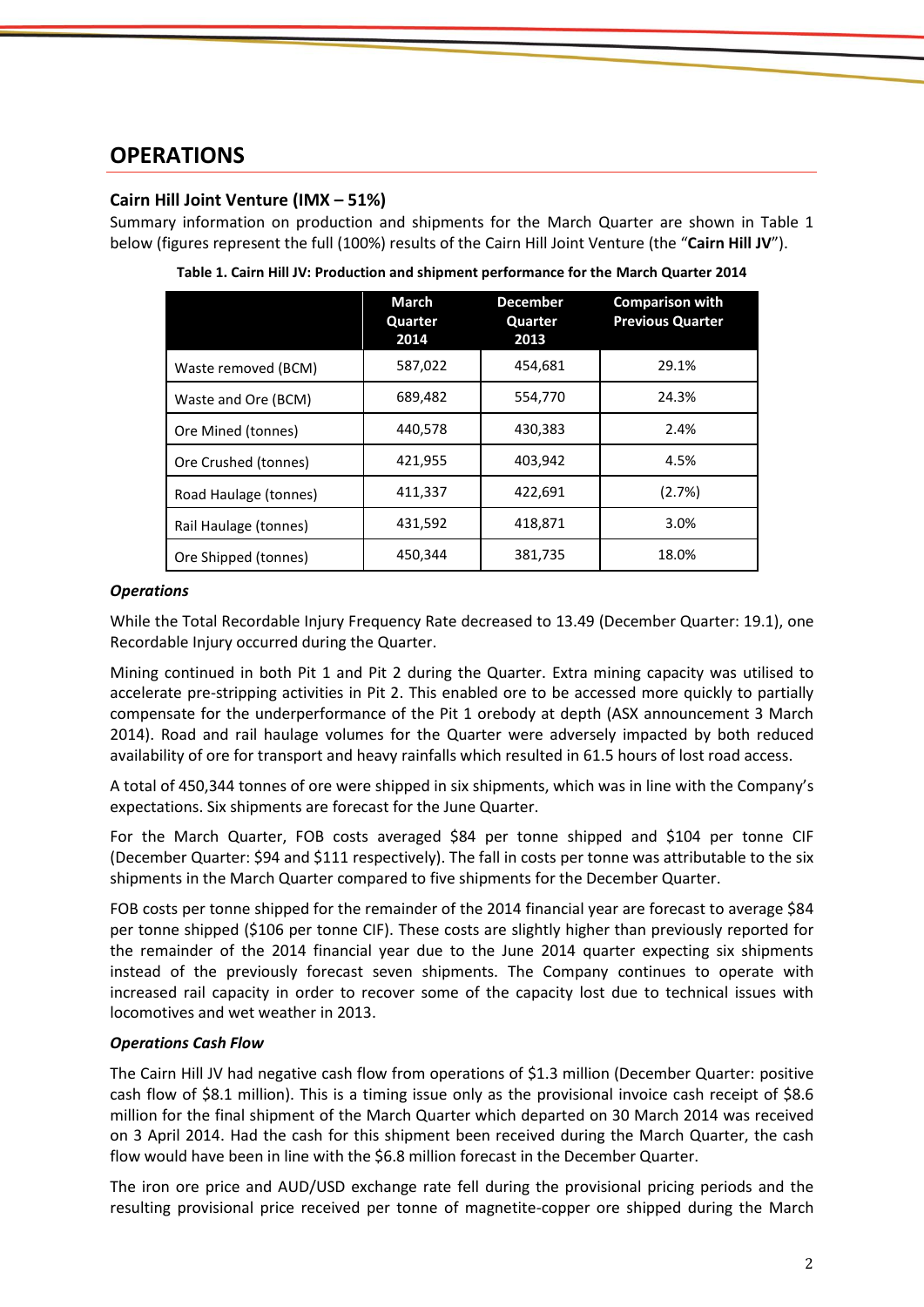## OPERATIONS

### Cairn Hill Joint Venture (IMX – 51%)

Summary information on production and shipments for the March Quarter are shown in Table 1 below (figures represent the full (100%) results of the Cairn Hill Joint Venture (the "**Cairn Hill JV**").

**Table 1. Cairn Hill JV: Production and shipment performance for the March Quarter 2014**

| | March Quarter 2014 | December Quarter 2013 | Comparison with Previous Quarter |
|---|---|---|---|
| Waste removed (BCM) | 587,022 | 454,681 | 29.1% |
| Waste and Ore (BCM) | 689,482 | 554,770 | 24.3% |
| Ore Mined (tonnes) | 440,578 | 430,383 | 2.4% |
| Ore Crushed (tonnes) | 421,955 | 403,942 | 4.5% |
| Road Haulage (tonnes) | 411,337 | 422,691 | (2.7%) |
| Rail Haulage (tonnes) | 431,592 | 418,871 | 3.0% |
| Ore Shipped (tonnes) | 450,344 | 381,735 | 18.0% |

***Operations***

While the Total Recordable Injury Frequency Rate decreased to 13.49 (December Quarter: 19.1), one Recordable Injury occurred during the Quarter.

Mining continued in both Pit 1 and Pit 2 during the Quarter. Extra mining capacity was utilised to accelerate pre-stripping activities in Pit 2. This enabled ore to be accessed more quickly to partially compensate for the underperformance of the Pit 1 orebody at depth (ASX announcement 3 March 2014). Road and rail haulage volumes for the Quarter were adversely impacted by both reduced availability of ore for transport and heavy rainfalls which resulted in 61.5 hours of lost road access.

A total of 450,344 tonnes of ore were shipped in six shipments, which was in line with the Company's expectations. Six shipments are forecast for the June Quarter.

For the March Quarter, FOB costs averaged $84 per tonne shipped and $104 per tonne CIF (December Quarter: $94 and $111 respectively). The fall in costs per tonne was attributable to the six shipments in the March Quarter compared to five shipments for the December Quarter.

FOB costs per tonne shipped for the remainder of the 2014 financial year are forecast to average $84 per tonne shipped ($106 per tonne CIF). These costs are slightly higher than previously reported for the remainder of the 2014 financial year due to the June 2014 quarter expecting six shipments instead of the previously forecast seven shipments. The Company continues to operate with increased rail capacity in order to recover some of the capacity lost due to technical issues with locomotives and wet weather in 2013.

***Operations Cash Flow***

The Cairn Hill JV had negative cash flow from operations of $1.3 million (December Quarter: positive cash flow of $8.1 million). This is a timing issue only as the provisional invoice cash receipt of $8.6 million for the final shipment of the March Quarter which departed on 30 March 2014 was received on 3 April 2014. Had the cash for this shipment been received during the March Quarter, the cash flow would have been in line with the $6.8 million forecast in the December Quarter.

The iron ore price and AUD/USD exchange rate fell during the provisional pricing periods and the resulting provisional price received per tonne of magnetite-copper ore shipped during the March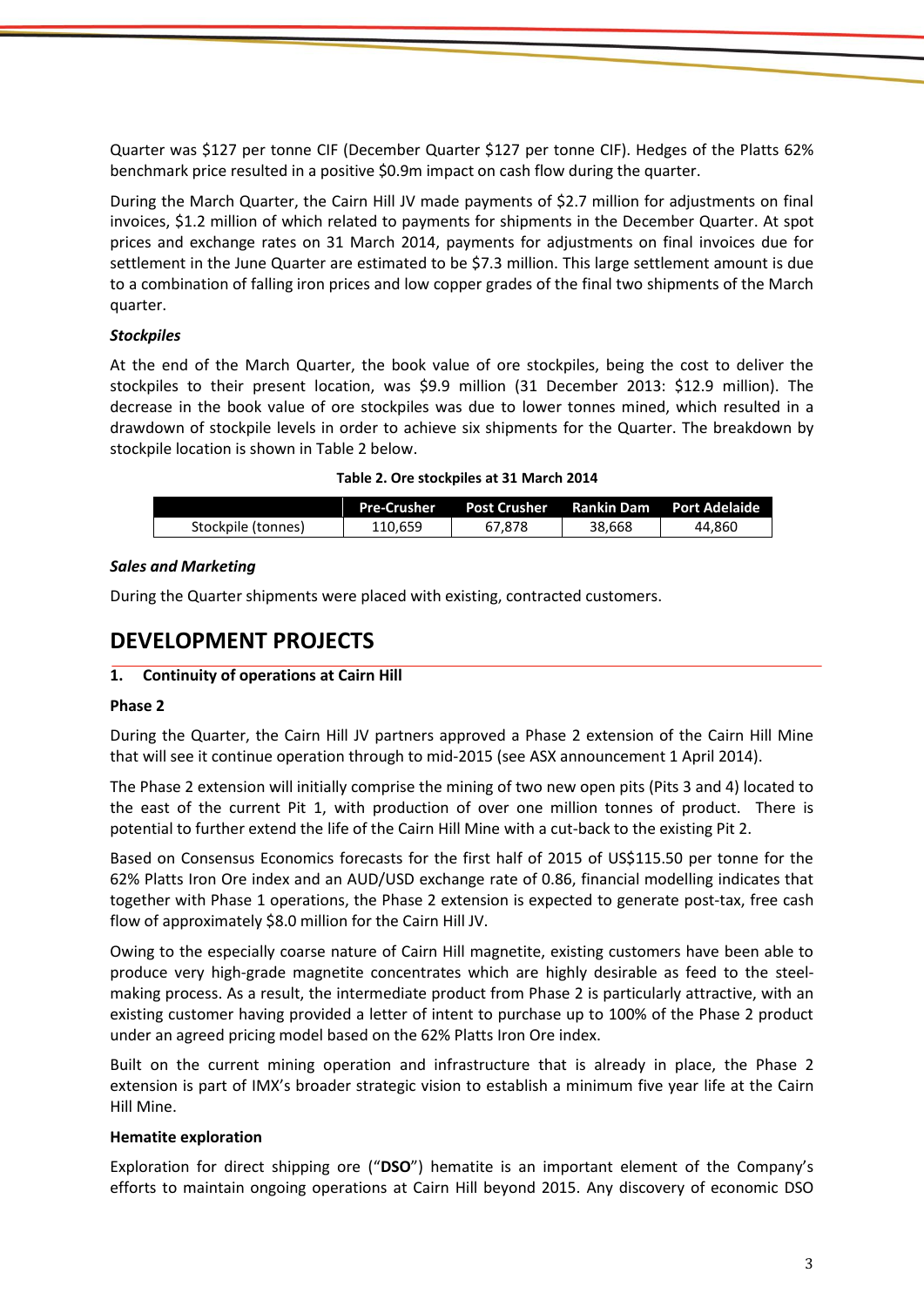Quarter was $127 per tonne CIF (December Quarter $127 per tonne CIF). Hedges of the Platts 62% benchmark price resulted in a positive $0.9m impact on cash flow during the quarter.

During the March Quarter, the Cairn Hill JV made payments of $2.7 million for adjustments on final invoices, $1.2 million of which related to payments for shipments in the December Quarter. At spot prices and exchange rates on 31 March 2014, payments for adjustments on final invoices due for settlement in the June Quarter are estimated to be $7.3 million. This large settlement amount is due to a combination of falling iron prices and low copper grades of the final two shipments of the March quarter.

***Stockpiles***

At the end of the March Quarter, the book value of ore stockpiles, being the cost to deliver the stockpiles to their present location, was $9.9 million (31 December 2013: $12.9 million). The decrease in the book value of ore stockpiles was due to lower tonnes mined, which resulted in a drawdown of stockpile levels in order to achieve six shipments for the Quarter. The breakdown by stockpile location is shown in Table 2 below.

**Table 2. Ore stockpiles at 31 March 2014**

| | Pre-Crusher | Post Crusher | Rankin Dam | Port Adelaide |
|---|---|---|---|---|
| Stockpile (tonnes) | 110,659 | 67,878 | 38,668 | 44,860 |

***Sales and Marketing***

During the Quarter shipments were placed with existing, contracted customers.

# DEVELOPMENT PROJECTS

**1. Continuity of operations at Cairn Hill**

**Phase 2**

During the Quarter, the Cairn Hill JV partners approved a Phase 2 extension of the Cairn Hill Mine that will see it continue operation through to mid-2015 (see ASX announcement 1 April 2014).

The Phase 2 extension will initially comprise the mining of two new open pits (Pits 3 and 4) located to the east of the current Pit 1, with production of over one million tonnes of product. There is potential to further extend the life of the Cairn Hill Mine with a cut-back to the existing Pit 2.

Based on Consensus Economics forecasts for the first half of 2015 of US$115.50 per tonne for the 62% Platts Iron Ore index and an AUD/USD exchange rate of 0.86, financial modelling indicates that together with Phase 1 operations, the Phase 2 extension is expected to generate post-tax, free cash flow of approximately $8.0 million for the Cairn Hill JV.

Owing to the especially coarse nature of Cairn Hill magnetite, existing customers have been able to produce very high-grade magnetite concentrates which are highly desirable as feed to the steel-making process. As a result, the intermediate product from Phase 2 is particularly attractive, with an existing customer having provided a letter of intent to purchase up to 100% of the Phase 2 product under an agreed pricing model based on the 62% Platts Iron Ore index.

Built on the current mining operation and infrastructure that is already in place, the Phase 2 extension is part of IMX's broader strategic vision to establish a minimum five year life at the Cairn Hill Mine.

**Hematite exploration**

Exploration for direct shipping ore ("**DSO**") hematite is an important element of the Company's efforts to maintain ongoing operations at Cairn Hill beyond 2015. Any discovery of economic DSO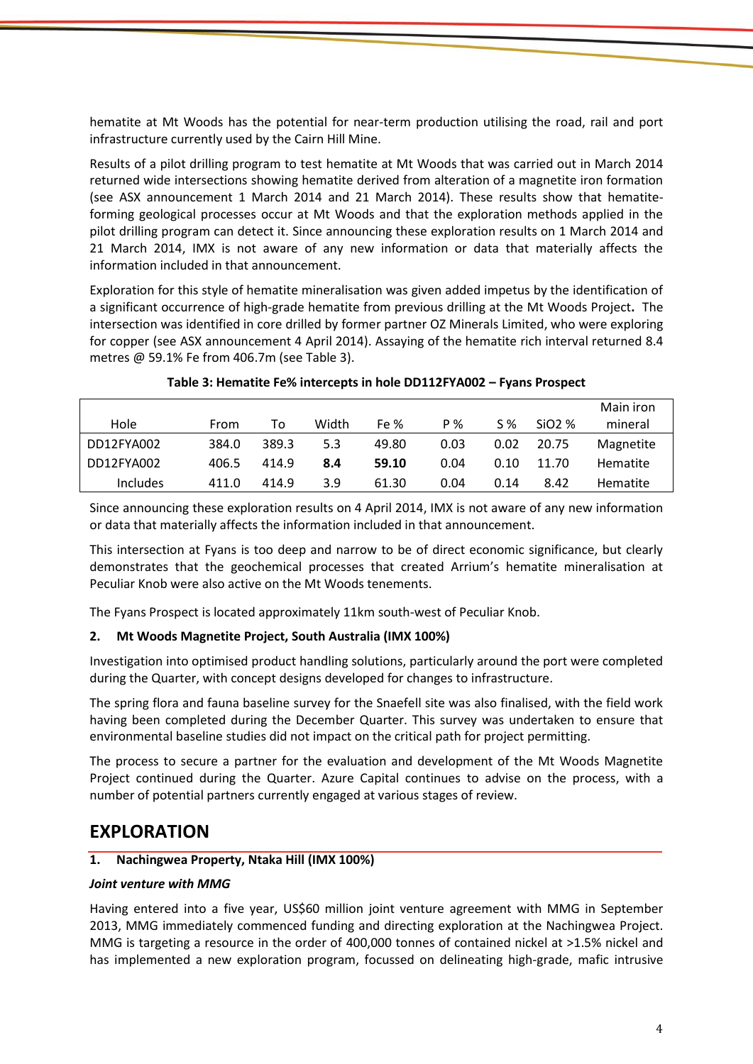hematite at Mt Woods has the potential for near-term production utilising the road, rail and port infrastructure currently used by the Cairn Hill Mine.

Results of a pilot drilling program to test hematite at Mt Woods that was carried out in March 2014 returned wide intersections showing hematite derived from alteration of a magnetite iron formation (see ASX announcement 1 March 2014 and 21 March 2014). These results show that hematite-forming geological processes occur at Mt Woods and that the exploration methods applied in the pilot drilling program can detect it. Since announcing these exploration results on 1 March 2014 and 21 March 2014, IMX is not aware of any new information or data that materially affects the information included in that announcement.

Exploration for this style of hematite mineralisation was given added impetus by the identification of a significant occurrence of high-grade hematite from previous drilling at the Mt Woods Project**.** The intersection was identified in core drilled by former partner OZ Minerals Limited, who were exploring for copper (see ASX announcement 4 April 2014). Assaying of the hematite rich interval returned 8.4 metres @ 59.1% Fe from 406.7m (see Table 3).

**Table 3: Hematite Fe% intercepts in hole DD112FYA002 – Fyans Prospect**

| Hole | From | To | Width | Fe % | P % | S % | SiO2 % | Main iron mineral |
|---|---|---|---|---|---|---|---|---|
| DD12FYA002 | 384.0 | 389.3 | 5.3 | 49.80 | 0.03 | 0.02 | 20.75 | Magnetite |
| DD12FYA002 | 406.5 | 414.9 | **8.4** | **59.10** | 0.04 | 0.10 | 11.70 | Hematite |
| Includes | 411.0 | 414.9 | 3.9 | 61.30 | 0.04 | 0.14 | 8.42 | Hematite |

Since announcing these exploration results on 4 April 2014, IMX is not aware of any new information or data that materially affects the information included in that announcement.

This intersection at Fyans is too deep and narrow to be of direct economic significance, but clearly demonstrates that the geochemical processes that created Arrium's hematite mineralisation at Peculiar Knob were also active on the Mt Woods tenements.

The Fyans Prospect is located approximately 11km south-west of Peculiar Knob.

**2. Mt Woods Magnetite Project, South Australia (IMX 100%)**

Investigation into optimised product handling solutions, particularly around the port were completed during the Quarter, with concept designs developed for changes to infrastructure.

The spring flora and fauna baseline survey for the Snaefell site was also finalised, with the field work having been completed during the December Quarter. This survey was undertaken to ensure that environmental baseline studies did not impact on the critical path for project permitting.

The process to secure a partner for the evaluation and development of the Mt Woods Magnetite Project continued during the Quarter. Azure Capital continues to advise on the process, with a number of potential partners currently engaged at various stages of review.

# EXPLORATION

**1. Nachingwea Property, Ntaka Hill (IMX 100%)**

***Joint venture with MMG***

Having entered into a five year, US$60 million joint venture agreement with MMG in September 2013, MMG immediately commenced funding and directing exploration at the Nachingwea Project. MMG is targeting a resource in the order of 400,000 tonnes of contained nickel at >1.5% nickel and has implemented a new exploration program, focussed on delineating high-grade, mafic intrusive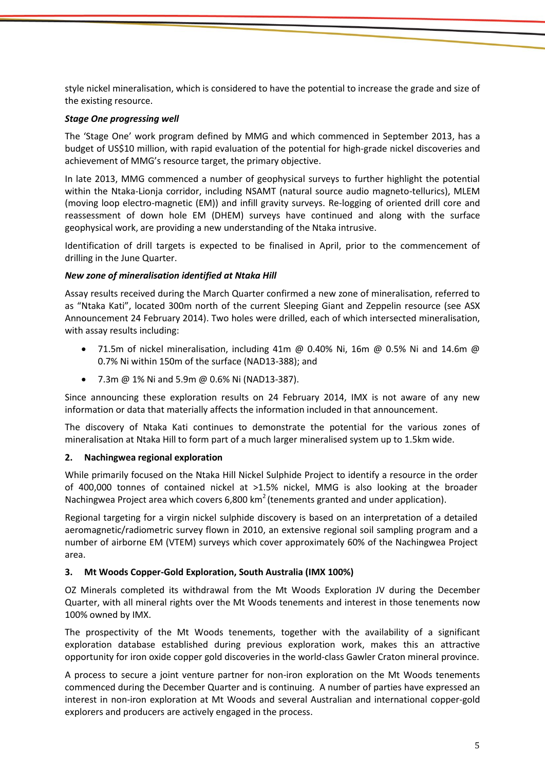style nickel mineralisation, which is considered to have the potential to increase the grade and size of the existing resource.

***Stage One progressing well***

The 'Stage One' work program defined by MMG and which commenced in September 2013, has a budget of US$10 million, with rapid evaluation of the potential for high-grade nickel discoveries and achievement of MMG's resource target, the primary objective.

In late 2013, MMG commenced a number of geophysical surveys to further highlight the potential within the Ntaka-Lionja corridor, including NSAMT (natural source audio magneto-tellurics), MLEM (moving loop electro-magnetic (EM)) and infill gravity surveys. Re-logging of oriented drill core and reassessment of down hole EM (DHEM) surveys have continued and along with the surface geophysical work, are providing a new understanding of the Ntaka intrusive.

Identification of drill targets is expected to be finalised in April, prior to the commencement of drilling in the June Quarter.

***New zone of mineralisation identified at Ntaka Hill***

Assay results received during the March Quarter confirmed a new zone of mineralisation, referred to as "Ntaka Kati", located 300m north of the current Sleeping Giant and Zeppelin resource (see ASX Announcement 24 February 2014). Two holes were drilled, each of which intersected mineralisation, with assay results including:

- 71.5m of nickel mineralisation, including 41m @ 0.40% Ni, 16m @ 0.5% Ni and 14.6m @ 0.7% Ni within 150m of the surface (NAD13-388); and
- 7.3m @ 1% Ni and 5.9m @ 0.6% Ni (NAD13-387).

Since announcing these exploration results on 24 February 2014, IMX is not aware of any new information or data that materially affects the information included in that announcement.

The discovery of Ntaka Kati continues to demonstrate the potential for the various zones of mineralisation at Ntaka Hill to form part of a much larger mineralised system up to 1.5km wide.

**2. Nachingwea regional exploration**

While primarily focused on the Ntaka Hill Nickel Sulphide Project to identify a resource in the order of 400,000 tonnes of contained nickel at >1.5% nickel, MMG is also looking at the broader Nachingwea Project area which covers 6,800 km$^2$ (tenements granted and under application).

Regional targeting for a virgin nickel sulphide discovery is based on an interpretation of a detailed aeromagnetic/radiometric survey flown in 2010, an extensive regional soil sampling program and a number of airborne EM (VTEM) surveys which cover approximately 60% of the Nachingwea Project area.

**3. Mt Woods Copper-Gold Exploration, South Australia (IMX 100%)**

OZ Minerals completed its withdrawal from the Mt Woods Exploration JV during the December Quarter, with all mineral rights over the Mt Woods tenements and interest in those tenements now 100% owned by IMX.

The prospectivity of the Mt Woods tenements, together with the availability of a significant exploration database established during previous exploration work, makes this an attractive opportunity for iron oxide copper gold discoveries in the world-class Gawler Craton mineral province.

A process to secure a joint venture partner for non-iron exploration on the Mt Woods tenements commenced during the December Quarter and is continuing. A number of parties have expressed an interest in non-iron exploration at Mt Woods and several Australian and international copper-gold explorers and producers are actively engaged in the process.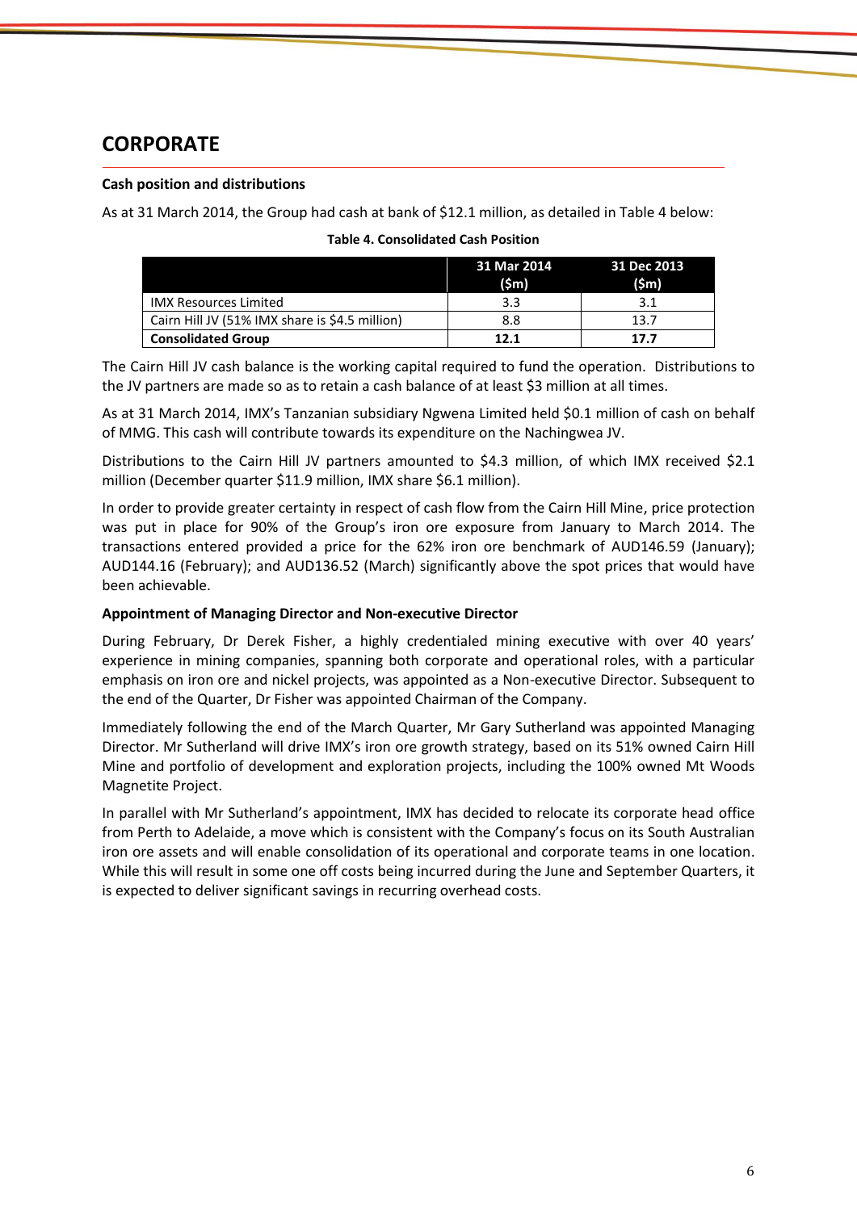# CORPORATE

**Cash position and distributions**

As at 31 March 2014, the Group had cash at bank of $12.1 million, as detailed in Table 4 below:

**Table 4. Consolidated Cash Position**

| | 31 Mar 2014 ($m) | 31 Dec 2013 ($m) |
|---|---|---|
| IMX Resources Limited | 3.3 | 3.1 |
| Cairn Hill JV (51% IMX share is $4.5 million) | 8.8 | 13.7 |
| **Consolidated Group** | **12.1** | **17.7** |

The Cairn Hill JV cash balance is the working capital required to fund the operation. Distributions to the JV partners are made so as to retain a cash balance of at least $3 million at all times.

As at 31 March 2014, IMX's Tanzanian subsidiary Ngwena Limited held $0.1 million of cash on behalf of MMG. This cash will contribute towards its expenditure on the Nachingwea JV.

Distributions to the Cairn Hill JV partners amounted to $4.3 million, of which IMX received $2.1 million (December quarter $11.9 million, IMX share $6.1 million).

In order to provide greater certainty in respect of cash flow from the Cairn Hill Mine, price protection was put in place for 90% of the Group's iron ore exposure from January to March 2014. The transactions entered provided a price for the 62% iron ore benchmark of AUD146.59 (January); AUD144.16 (February); and AUD136.52 (March) significantly above the spot prices that would have been achievable.

**Appointment of Managing Director and Non-executive Director**

During February, Dr Derek Fisher, a highly credentialed mining executive with over 40 years' experience in mining companies, spanning both corporate and operational roles, with a particular emphasis on iron ore and nickel projects, was appointed as a Non-executive Director. Subsequent to the end of the Quarter, Dr Fisher was appointed Chairman of the Company.

Immediately following the end of the March Quarter, Mr Gary Sutherland was appointed Managing Director. Mr Sutherland will drive IMX's iron ore growth strategy, based on its 51% owned Cairn Hill Mine and portfolio of development and exploration projects, including the 100% owned Mt Woods Magnetite Project.

In parallel with Mr Sutherland's appointment, IMX has decided to relocate its corporate head office from Perth to Adelaide, a move which is consistent with the Company's focus on its South Australian iron ore assets and will enable consolidation of its operational and corporate teams in one location. While this will result in some one off costs being incurred during the June and September Quarters, it is expected to deliver significant savings in recurring overhead costs.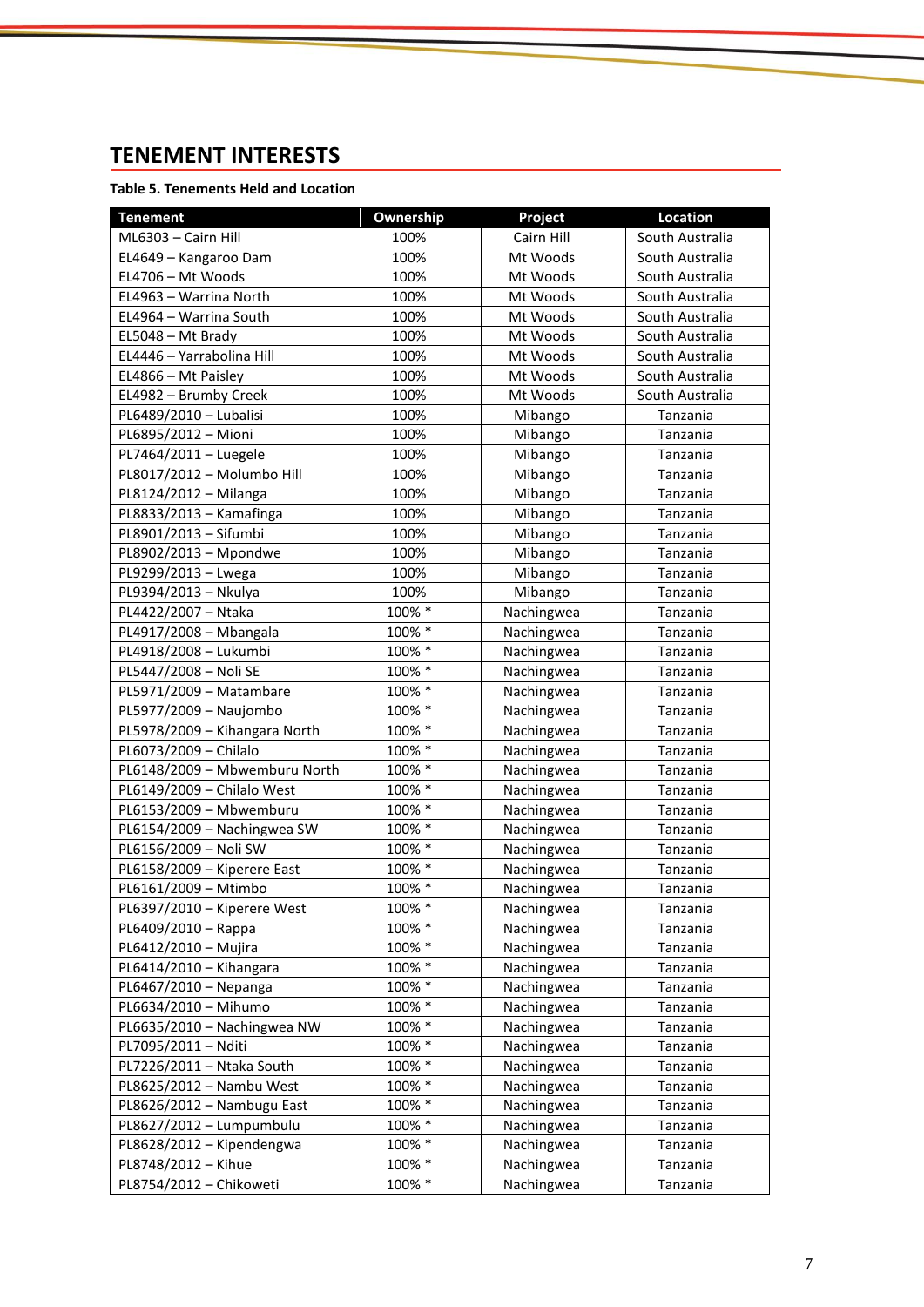## TENEMENT INTERESTS

**Table 5. Tenements Held and Location**

| Tenement | Ownership | Project | Location |
|---|---|---|---|
| ML6303 – Cairn Hill | 100% | Cairn Hill | South Australia |
| EL4649 – Kangaroo Dam | 100% | Mt Woods | South Australia |
| EL4706 – Mt Woods | 100% | Mt Woods | South Australia |
| EL4963 – Warrina North | 100% | Mt Woods | South Australia |
| EL4964 – Warrina South | 100% | Mt Woods | South Australia |
| EL5048 – Mt Brady | 100% | Mt Woods | South Australia |
| EL4446 – Yarrabolina Hill | 100% | Mt Woods | South Australia |
| EL4866 – Mt Paisley | 100% | Mt Woods | South Australia |
| EL4982 – Brumby Creek | 100% | Mt Woods | South Australia |
| PL6489/2010 – Lubalisi | 100% | Mibango | Tanzania |
| PL6895/2012 – Mioni | 100% | Mibango | Tanzania |
| PL7464/2011 – Luegele | 100% | Mibango | Tanzania |
| PL8017/2012 – Molumbo Hill | 100% | Mibango | Tanzania |
| PL8124/2012 – Milanga | 100% | Mibango | Tanzania |
| PL8833/2013 – Kamafinga | 100% | Mibango | Tanzania |
| PL8901/2013 – Sifumbi | 100% | Mibango | Tanzania |
| PL8902/2013 – Mpondwe | 100% | Mibango | Tanzania |
| PL9299/2013 – Lwega | 100% | Mibango | Tanzania |
| PL9394/2013 – Nkulya | 100% | Mibango | Tanzania |
| PL4422/2007 – Ntaka | 100% * | Nachingwea | Tanzania |
| PL4917/2008 – Mbangala | 100% * | Nachingwea | Tanzania |
| PL4918/2008 – Lukumbi | 100% * | Nachingwea | Tanzania |
| PL5447/2008 – Noli SE | 100% * | Nachingwea | Tanzania |
| PL5971/2009 – Matambare | 100% * | Nachingwea | Tanzania |
| PL5977/2009 – Naujombo | 100% * | Nachingwea | Tanzania |
| PL5978/2009 – Kihangara North | 100% * | Nachingwea | Tanzania |
| PL6073/2009 – Chilalo | 100% * | Nachingwea | Tanzania |
| PL6148/2009 – Mbwemburu North | 100% * | Nachingwea | Tanzania |
| PL6149/2009 – Chilalo West | 100% * | Nachingwea | Tanzania |
| PL6153/2009 – Mbwemburu | 100% * | Nachingwea | Tanzania |
| PL6154/2009 – Nachingwea SW | 100% * | Nachingwea | Tanzania |
| PL6156/2009 – Noli SW | 100% * | Nachingwea | Tanzania |
| PL6158/2009 – Kiperere East | 100% * | Nachingwea | Tanzania |
| PL6161/2009 – Mtimbo | 100% * | Nachingwea | Tanzania |
| PL6397/2010 – Kiperere West | 100% * | Nachingwea | Tanzania |
| PL6409/2010 – Rappa | 100% * | Nachingwea | Tanzania |
| PL6412/2010 – Mujira | 100% * | Nachingwea | Tanzania |
| PL6414/2010 – Kihangara | 100% * | Nachingwea | Tanzania |
| PL6467/2010 – Nepanga | 100% * | Nachingwea | Tanzania |
| PL6634/2010 – Mihumo | 100% * | Nachingwea | Tanzania |
| PL6635/2010 – Nachingwea NW | 100% * | Nachingwea | Tanzania |
| PL7095/2011 – Nditi | 100% * | Nachingwea | Tanzania |
| PL7226/2011 – Ntaka South | 100% * | Nachingwea | Tanzania |
| PL8625/2012 – Nambu West | 100% * | Nachingwea | Tanzania |
| PL8626/2012 – Nambugu East | 100% * | Nachingwea | Tanzania |
| PL8627/2012 – Lumpumbulu | 100% * | Nachingwea | Tanzania |
| PL8628/2012 – Kipendengwa | 100% * | Nachingwea | Tanzania |
| PL8748/2012 – Kihue | 100% * | Nachingwea | Tanzania |
| PL8754/2012 – Chikoweti | 100% * | Nachingwea | Tanzania |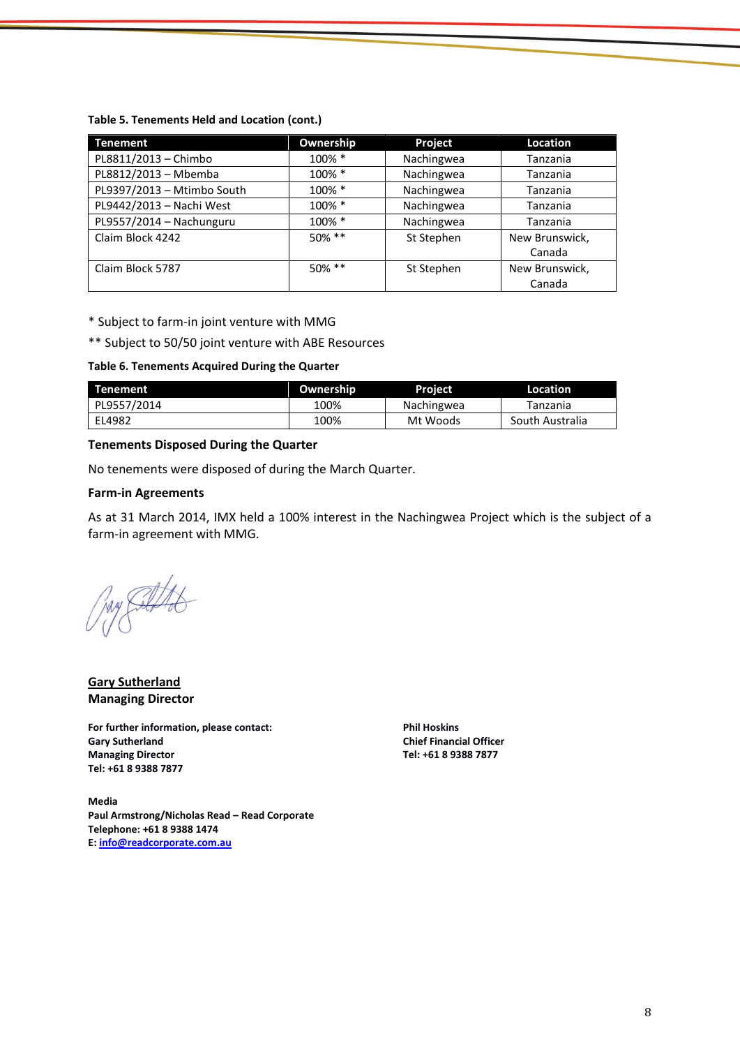**Table 5. Tenements Held and Location (cont.)**

| Tenement | Ownership | Project | Location |
|---|---|---|---|
| PL8811/2013 – Chimbo | 100% * | Nachingwea | Tanzania |
| PL8812/2013 – Mbemba | 100% * | Nachingwea | Tanzania |
| PL9397/2013 – Mtimbo South | 100% * | Nachingwea | Tanzania |
| PL9442/2013 – Nachi West | 100% * | Nachingwea | Tanzania |
| PL9557/2014 – Nachunguru | 100% * | Nachingwea | Tanzania |
| Claim Block 4242 | 50% ** | St Stephen | New Brunswick, Canada |
| Claim Block 5787 | 50% ** | St Stephen | New Brunswick, Canada |

* Subject to farm-in joint venture with MMG

** Subject to 50/50 joint venture with ABE Resources

**Table 6. Tenements Acquired During the Quarter**

| Tenement | Ownership | Project | Location |
|---|---|---|---|
| PL9557/2014 | 100% | Nachingwea | Tanzania |
| EL4982 | 100% | Mt Woods | South Australia |

**Tenements Disposed During the Quarter**

No tenements were disposed of during the March Quarter.

**Farm-in Agreements**

As at 31 March 2014, IMX held a 100% interest in the Nachingwea Project which is the subject of a farm-in agreement with MMG.

**Gary Sutherland**
**Managing Director**

**For further information, please contact:**
**Gary Sutherland**
**Managing Director**
**Tel: +61 8 9388 7877**

**Phil Hoskins**
**Chief Financial Officer**
**Tel: +61 8 9388 7877**

**Media**
**Paul Armstrong/Nicholas Read – Read Corporate**
**Telephone: +61 8 9388 1474**
**E: info@readcorporate.com.au**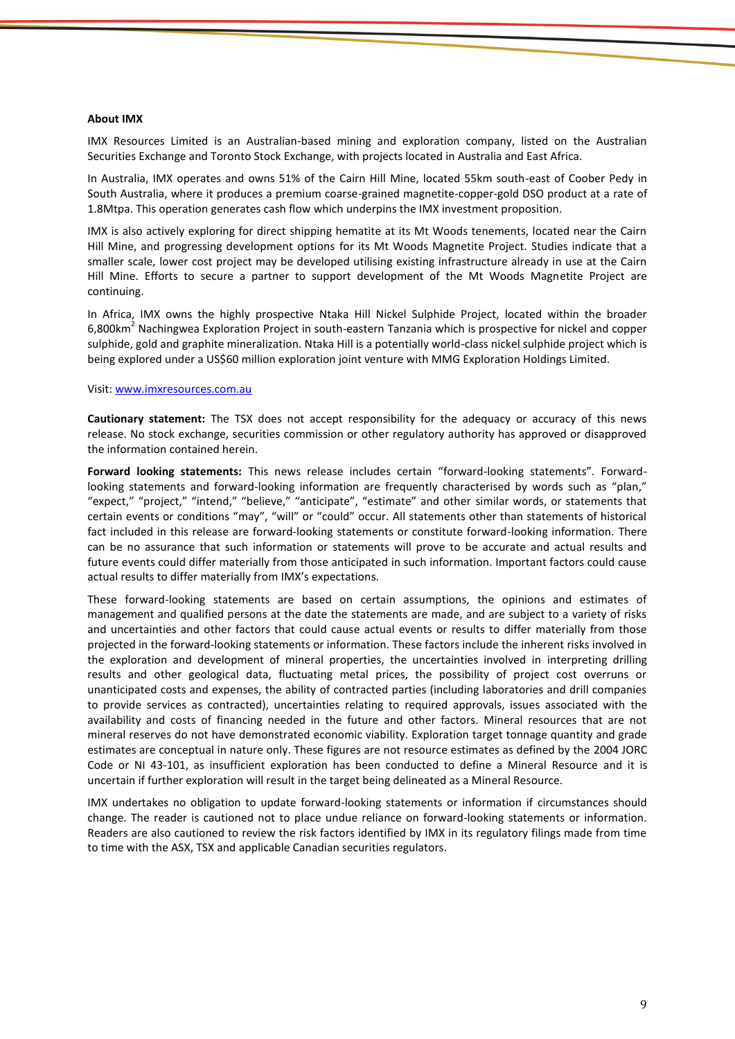**About IMX**

IMX Resources Limited is an Australian-based mining and exploration company, listed on the Australian Securities Exchange and Toronto Stock Exchange, with projects located in Australia and East Africa.

In Australia, IMX operates and owns 51% of the Cairn Hill Mine, located 55km south-east of Coober Pedy in South Australia, where it produces a premium coarse-grained magnetite-copper-gold DSO product at a rate of 1.8Mtpa. This operation generates cash flow which underpins the IMX investment proposition.

IMX is also actively exploring for direct shipping hematite at its Mt Woods tenements, located near the Cairn Hill Mine, and progressing development options for its Mt Woods Magnetite Project. Studies indicate that a smaller scale, lower cost project may be developed utilising existing infrastructure already in use at the Cairn Hill Mine. Efforts to secure a partner to support development of the Mt Woods Magnetite Project are continuing.

In Africa, IMX owns the highly prospective Ntaka Hill Nickel Sulphide Project, located within the broader 6,800km$^2$ Nachingwea Exploration Project in south-eastern Tanzania which is prospective for nickel and copper sulphide, gold and graphite mineralization. Ntaka Hill is a potentially world-class nickel sulphide project which is being explored under a US$60 million exploration joint venture with MMG Exploration Holdings Limited.

Visit: [www.imxresources.com.au](http://www.imxresources.com.au)

**Cautionary statement:** The TSX does not accept responsibility for the adequacy or accuracy of this news release. No stock exchange, securities commission or other regulatory authority has approved or disapproved the information contained herein.

**Forward looking statements:** This news release includes certain "forward-looking statements". Forward-looking statements and forward-looking information are frequently characterised by words such as "plan," "expect," "project," "intend," "believe," "anticipate", "estimate" and other similar words, or statements that certain events or conditions "may", "will" or "could" occur. All statements other than statements of historical fact included in this release are forward-looking statements or constitute forward-looking information. There can be no assurance that such information or statements will prove to be accurate and actual results and future events could differ materially from those anticipated in such information. Important factors could cause actual results to differ materially from IMX's expectations.

These forward-looking statements are based on certain assumptions, the opinions and estimates of management and qualified persons at the date the statements are made, and are subject to a variety of risks and uncertainties and other factors that could cause actual events or results to differ materially from those projected in the forward-looking statements or information. These factors include the inherent risks involved in the exploration and development of mineral properties, the uncertainties involved in interpreting drilling results and other geological data, fluctuating metal prices, the possibility of project cost overruns or unanticipated costs and expenses, the ability of contracted parties (including laboratories and drill companies to provide services as contracted), uncertainties relating to required approvals, issues associated with the availability and costs of financing needed in the future and other factors. Mineral resources that are not mineral reserves do not have demonstrated economic viability. Exploration target tonnage quantity and grade estimates are conceptual in nature only. These figures are not resource estimates as defined by the 2004 JORC Code or NI 43-101, as insufficient exploration has been conducted to define a Mineral Resource and it is uncertain if further exploration will result in the target being delineated as a Mineral Resource.

IMX undertakes no obligation to update forward-looking statements or information if circumstances should change. The reader is cautioned not to place undue reliance on forward-looking statements or information. Readers are also cautioned to review the risk factors identified by IMX in its regulatory filings made from time to time with the ASX, TSX and applicable Canadian securities regulators.